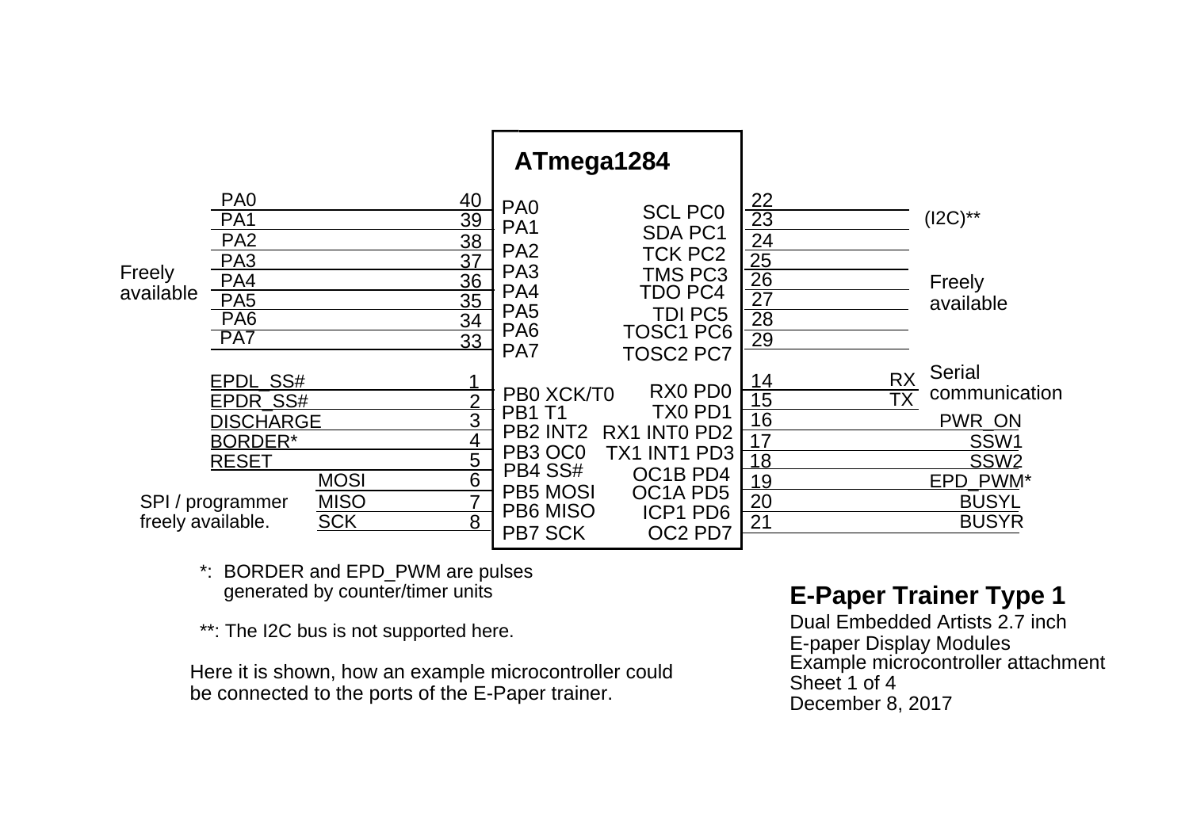## ATmega1284

| Signal | Pin | ATmega1284 (left) | ATmega1284 (right) | Pin | Signal |
|---|---|---|---|---|---|
| PA0 (Freely available) | 40 | PA0 | SCL PC0 | 22 | (I2C)** |
| PA1 (Freely available) | 39 | PA1 | SDA PC1 | 23 | (I2C)** |
| PA2 (Freely available) | 38 | PA2 | TCK PC2 | 24 | Freely available |
| PA3 (Freely available) | 37 | PA3 | TMS PC3 | 25 | Freely available |
| PA4 (Freely available) | 36 | PA4 | TDO PC4 | 26 | Freely available |
| PA5 (Freely available) | 35 | PA5 | TDI PC5 | 27 | Freely available |
| PA6 (Freely available) | 34 | PA6 | TOSC1 PC6 | 28 | Freely available |
| PA7 (Freely available) | 33 | PA7 | TOSC2 PC7 | 29 | Freely available |
| EPDL_SS# | 1 | PB0 XCK/T0 | RX0 PD0 | 14 | RX (Serial communication) |
| EPDR_SS# | 2 | PB1 T1 | TX0 PD1 | 15 | TX (Serial communication) |
| DISCHARGE | 3 | PB2 INT2 | RX1 INT0 PD2 | 16 | PWR_ON |
| BORDER* | 4 | PB3 OC0 | TX1 INT1 PD3 | 17 | SSW1 |
| RESET | 5 | PB4 SS# | OC1B PD4 | 18 | SSW2 |
| MOSI (SPI / programmer freely available.) | 6 | PB5 MOSI | OC1A PD5 | 19 | EPD_PWM* |
| MISO (SPI / programmer freely available.) | 7 | PB6 MISO | ICP1 PD6 | 20 | BUSYL |
| SCK (SPI / programmer freely available.) | 8 | PB7 SCK | OC2 PD7 | 21 | BUSYR |

*: BORDER and EPD_PWM are pulses generated by counter/timer units

**: The I2C bus is not supported here.

Here it is shown, how an example microcontroller could be connected to the ports of the E-Paper trainer.

## E-Paper Trainer Type 1

Dual Embedded Artists 2.7 inch
E-paper Display Modules
Example microcontroller attachment
Sheet 1 of 4
December 8, 2017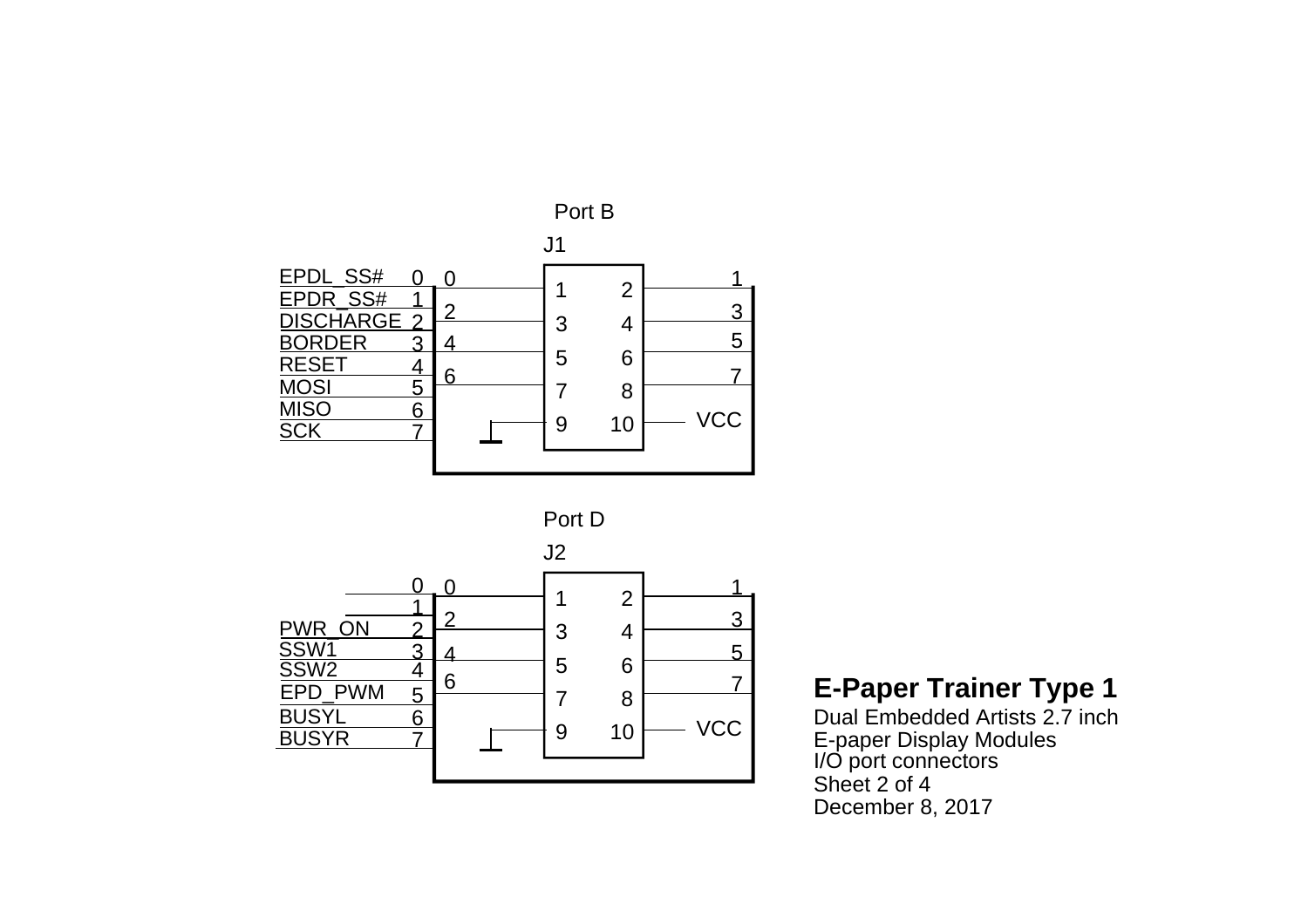Port B

J1

| Signal | Port bit |
| --- | --- |
| EPDL_SS# | 0 |
| EPDR_SS# | 1 |
| DISCHARGE | 2 |
| BORDER | 3 |
| RESET | 4 |
| MOSI | 5 |
| MISO | 6 |
| SCK | 7 |

| Port bit | Pin | Pin | Port bit |
| --- | --- | --- | --- |
| 0 | 1 | 2 | 1 |
| 2 | 3 | 4 | 3 |
| 4 | 5 | 6 | 5 |
| 6 | 7 | 8 | 7 |
| GND | 9 | 10 | VCC |

Port D

J2

| Signal | Port bit |
| --- | --- |
| | 0 |
| | 1 |
| PWR_ON | 2 |
| SSW1 | 3 |
| SSW2 | 4 |
| EPD_PWM | 5 |
| BUSYL | 6 |
| BUSYR | 7 |

| Port bit | Pin | Pin | Port bit |
| --- | --- | --- | --- |
| 0 | 1 | 2 | 1 |
| 2 | 3 | 4 | 3 |
| 4 | 5 | 6 | 5 |
| 6 | 7 | 8 | 7 |
| GND | 9 | 10 | VCC |

**E-Paper Trainer Type 1**

Dual Embedded Artists 2.7 inch
E-paper Display Modules
I/O port connectors
Sheet 2 of 4
December 8, 2017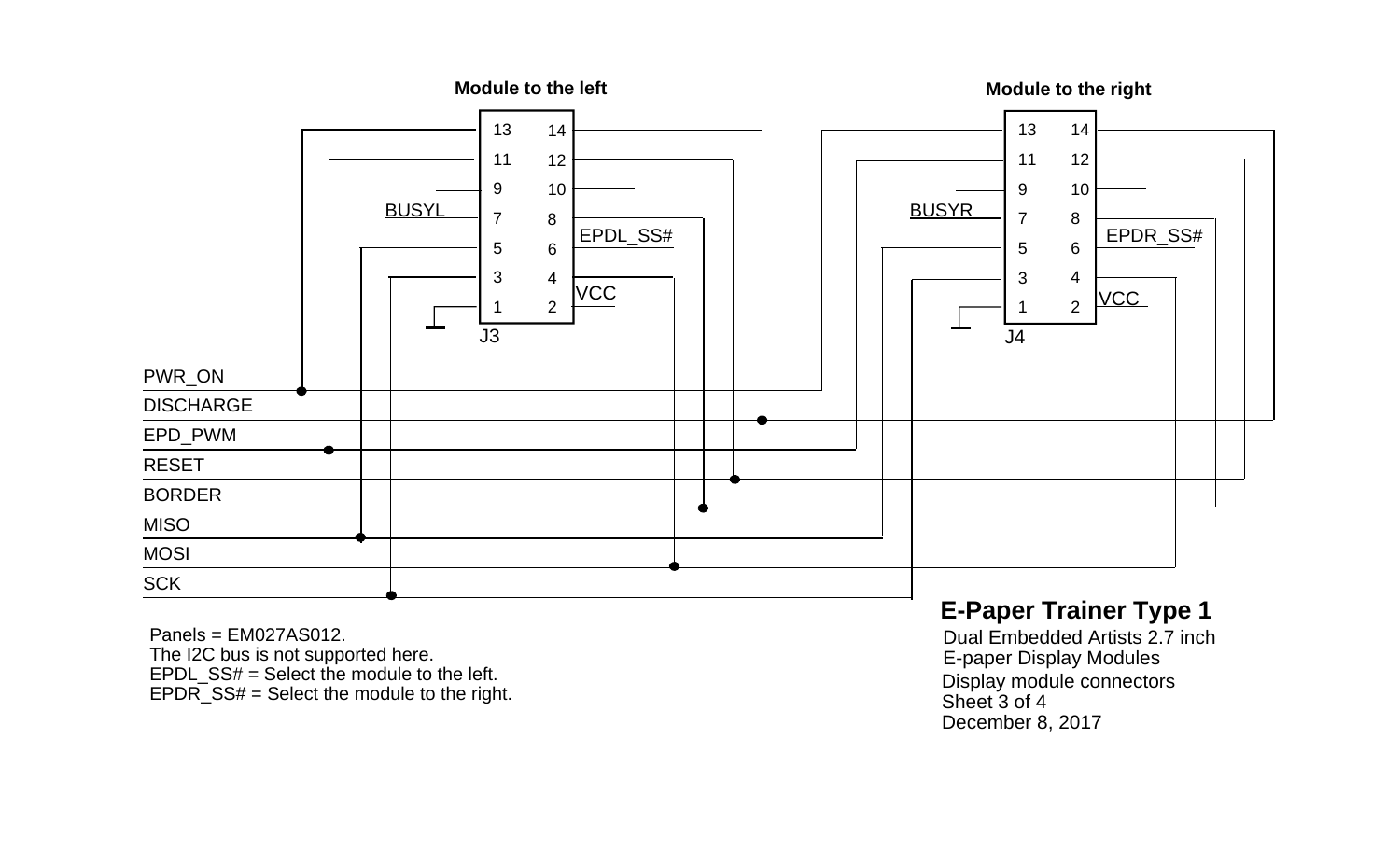**Module to the left**

**Module to the right**

J3

| Pin | Signal | Pin | Signal |
|---|---|---|---|
| 13 | PWR_ON | 14 | DISCHARGE |
| 11 | EPD_PWM | 12 | RESET |
| 9 | | 10 | |
| 7 | BUSYL | 8 | EPDL_SS# |
| 5 | MISO | 6 | |
| 3 | SCK | 4 | MOSI |
| 1 | GND | 2 | VCC |

J4

| Pin | Signal | Pin | Signal |
|---|---|---|---|
| 13 | PWR_ON | 14 | DISCHARGE |
| 11 | EPD_PWM | 12 | RESET |
| 9 | | 10 | |
| 7 | BUSYR | 8 | EPDR_SS# |
| 5 | MISO | 6 | |
| 3 | SCK | 4 | MOSI |
| 1 | GND | 2 | VCC |

PWR_ON
DISCHARGE
EPD_PWM
RESET
BORDER
MISO
MOSI
SCK

Panels = EM027AS012.
The I2C bus is not supported here.
EPDL_SS# = Select the module to the left.
EPDR_SS# = Select the module to the right.

## E-Paper Trainer Type 1

Dual Embedded Artists 2.7 inch
E-paper Display Modules
Display module connectors
Sheet 3 of 4
December 8, 2017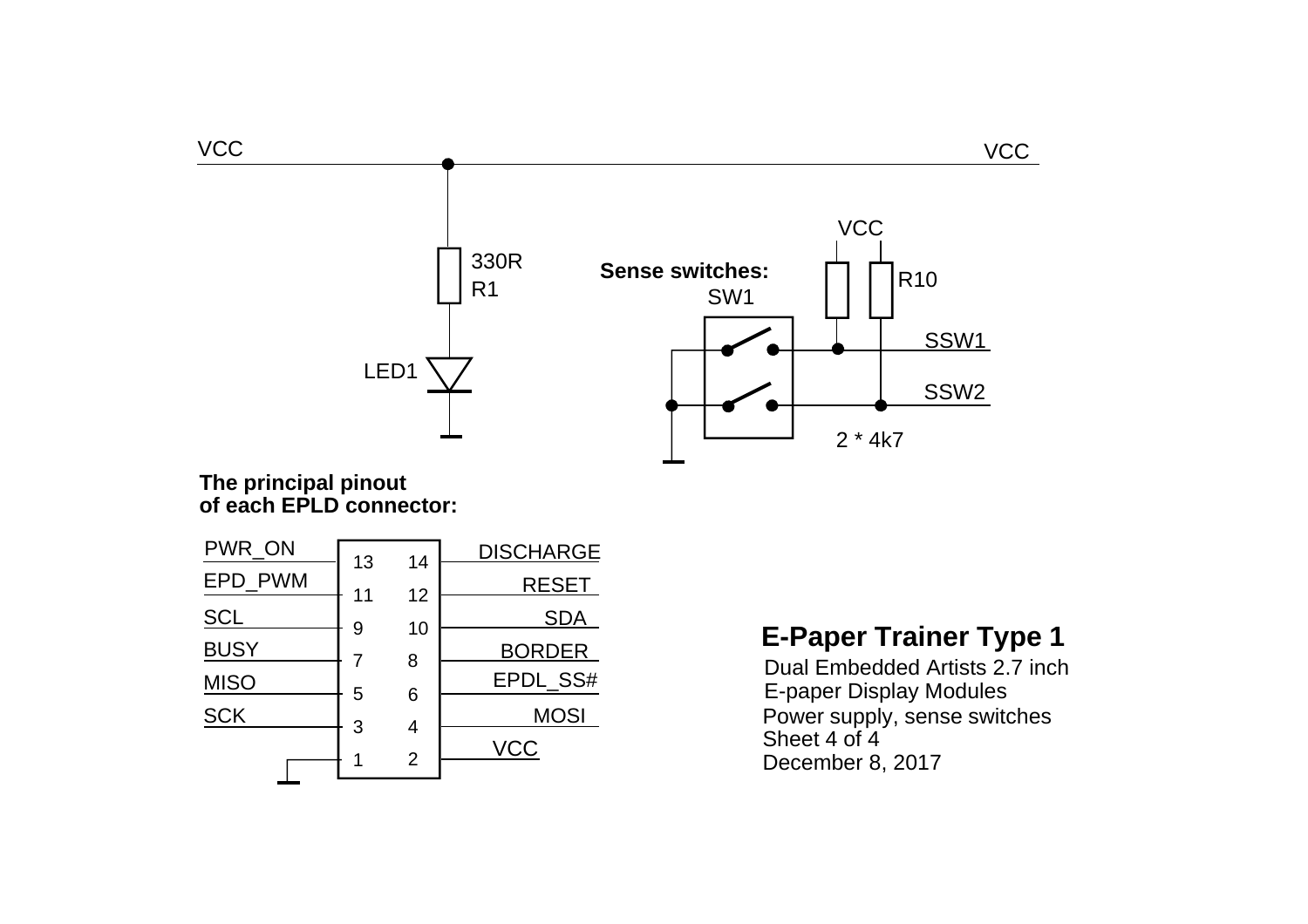VCC

VCC

330R
R1

LED1

**Sense switches:**

SW1

VCC

R10

SSW1

SSW2

2 * 4k7

**The principal pinout**
**of each EPLD connector:**

PWR_ON
EPD_PWM
SCL
BUSY
MISO
SCK

13 14
11 12
9 10
7 8
5 6
3 4
1 2

DISCHARGE
RESET
SDA
BORDER
EPDL_SS#
MOSI
VCC

## E-Paper Trainer Type 1

Dual Embedded Artists 2.7 inch
E-paper Display Modules
Power supply, sense switches
Sheet 4 of 4
December 8, 2017